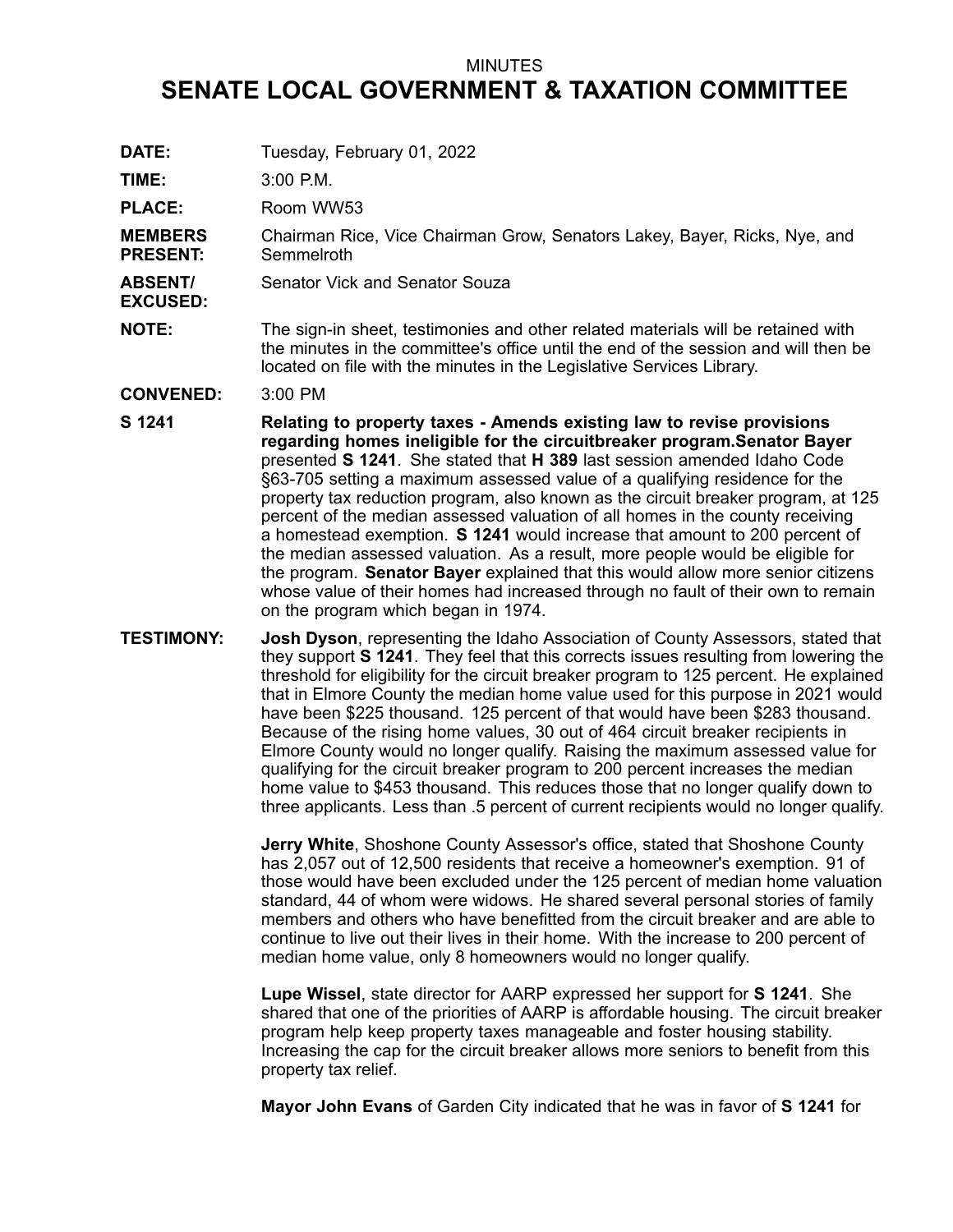MINUTES

# SENATE LOCAL GOVERNMENT & TAXATION COMMITTEE

**DATE:** Tuesday, February 01, 2022

**TIME:** 3:00 P.M.

**PLACE:** Room WW53

**MEMBERS PRESENT:** Chairman Rice, Vice Chairman Grow, Senators Lakey, Bayer, Ricks, Nye, and Semmelroth

**ABSENT/ EXCUSED:** Senator Vick and Senator Souza

**NOTE:** The sign-in sheet, testimonies and other related materials will be retained with the minutes in the committee's office until the end of the session and will then be located on file with the minutes in the Legislative Services Library.

**CONVENED:** 3:00 PM

**S 1241** **Relating to property taxes - Amends existing law to revise provisions regarding homes ineligible for the circuitbreaker program.Senator Bayer** presented **S 1241**. She stated that **H 389** last session amended Idaho Code §63-705 setting a maximum assessed value of a qualifying residence for the property tax reduction program, also known as the circuit breaker program, at 125 percent of the median assessed valuation of all homes in the county receiving a homestead exemption. **S 1241** would increase that amount to 200 percent of the median assessed valuation. As a result, more people would be eligible for the program. **Senator Bayer** explained that this would allow more senior citizens whose value of their homes had increased through no fault of their own to remain on the program which began in 1974.

**TESTIMONY:** **Josh Dyson**, representing the Idaho Association of County Assessors, stated that they support **S 1241**. They feel that this corrects issues resulting from lowering the threshold for eligibility for the circuit breaker program to 125 percent. He explained that in Elmore County the median home value used for this purpose in 2021 would have been $225 thousand. 125 percent of that would have been $283 thousand. Because of the rising home values, 30 out of 464 circuit breaker recipients in Elmore County would no longer qualify. Raising the maximum assessed value for qualifying for the circuit breaker program to 200 percent increases the median home value to $453 thousand. This reduces those that no longer qualify down to three applicants. Less than .5 percent of current recipients would no longer qualify.

**Jerry White**, Shoshone County Assessor's office, stated that Shoshone County has 2,057 out of 12,500 residents that receive a homeowner's exemption. 91 of those would have been excluded under the 125 percent of median home valuation standard, 44 of whom were widows. He shared several personal stories of family members and others who have benefitted from the circuit breaker and are able to continue to live out their lives in their home. With the increase to 200 percent of median home value, only 8 homeowners would no longer qualify.

**Lupe Wissel**, state director for AARP expressed her support for **S 1241**. She shared that one of the priorities of AARP is affordable housing. The circuit breaker program help keep property taxes manageable and foster housing stability. Increasing the cap for the circuit breaker allows more seniors to benefit from this property tax relief.

**Mayor John Evans** of Garden City indicated that he was in favor of **S 1241** for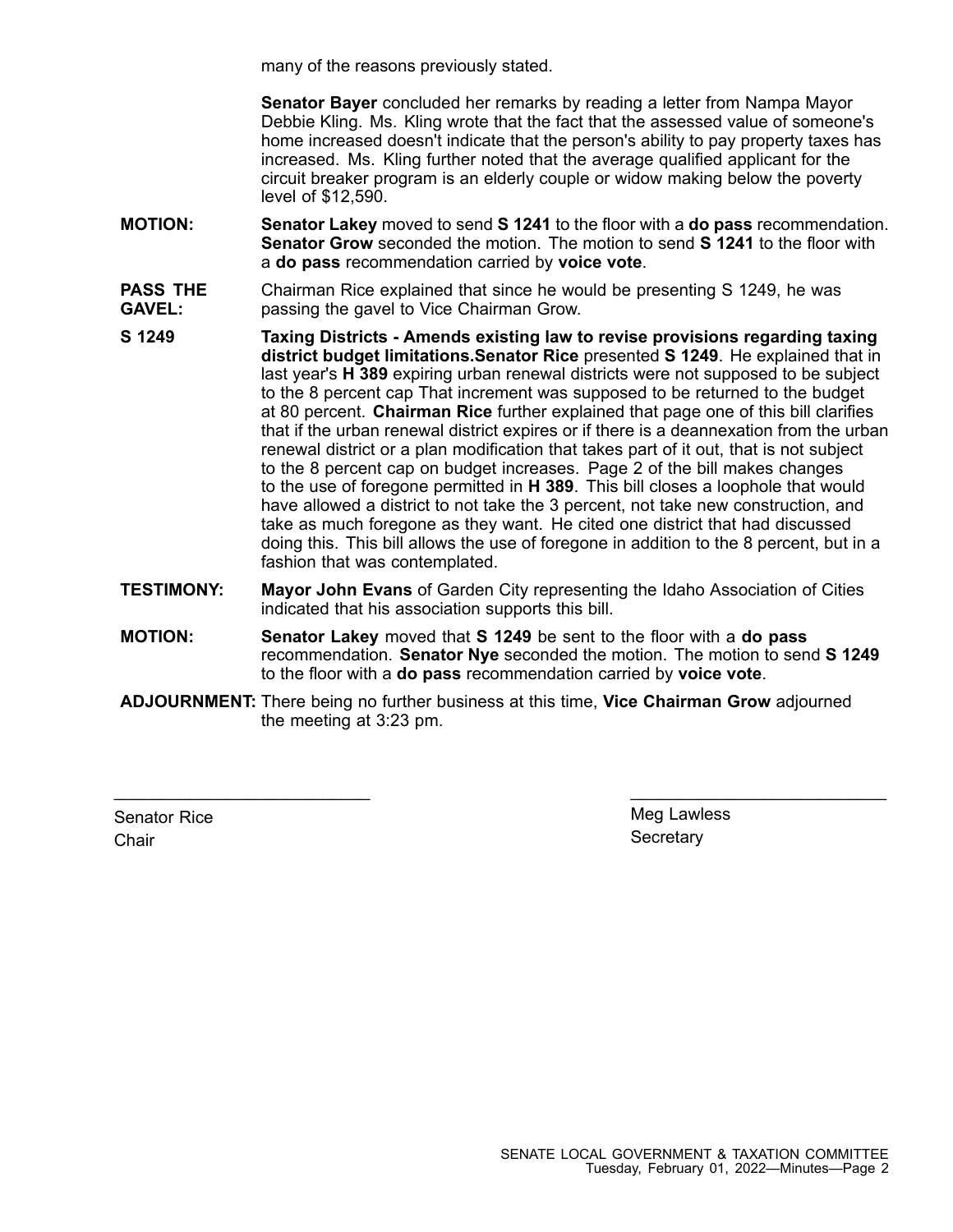many of the reasons previously stated.

**Senator Bayer** concluded her remarks by reading a letter from Nampa Mayor Debbie Kling. Ms. Kling wrote that the fact that the assessed value of someone's home increased doesn't indicate that the person's ability to pay property taxes has increased. Ms. Kling further noted that the average qualified applicant for the circuit breaker program is an elderly couple or widow making below the poverty level of $12,590.

**MOTION:** **Senator Lakey** moved to send **S 1241** to the floor with a **do pass** recommendation. **Senator Grow** seconded the motion. The motion to send **S 1241** to the floor with a **do pass** recommendation carried by **voice vote**.

**PASS THE GAVEL:** Chairman Rice explained that since he would be presenting S 1249, he was passing the gavel to Vice Chairman Grow.

**S 1249** **Taxing Districts - Amends existing law to revise provisions regarding taxing district budget limitations.Senator Rice** presented **S 1249**. He explained that in last year's **H 389** expiring urban renewal districts were not supposed to be subject to the 8 percent cap That increment was supposed to be returned to the budget at 80 percent. **Chairman Rice** further explained that page one of this bill clarifies that if the urban renewal district expires or if there is a deannexation from the urban renewal district or a plan modification that takes part of it out, that is not subject to the 8 percent cap on budget increases. Page 2 of the bill makes changes to the use of foregone permitted in **H 389**. This bill closes a loophole that would have allowed a district to not take the 3 percent, not take new construction, and take as much foregone as they want. He cited one district that had discussed doing this. This bill allows the use of foregone in addition to the 8 percent, but in a fashion that was contemplated.

**TESTIMONY:** **Mayor John Evans** of Garden City representing the Idaho Association of Cities indicated that his association supports this bill.

**MOTION:** **Senator Lakey** moved that **S 1249** be sent to the floor with a **do pass** recommendation. **Senator Nye** seconded the motion. The motion to send **S 1249** to the floor with a **do pass** recommendation carried by **voice vote**.

**ADJOURNMENT:** There being no further business at this time, **Vice Chairman Grow** adjourned the meeting at 3:23 pm.

___________________________
Senator Rice
Chair

___________________________
Meg Lawless
Secretary